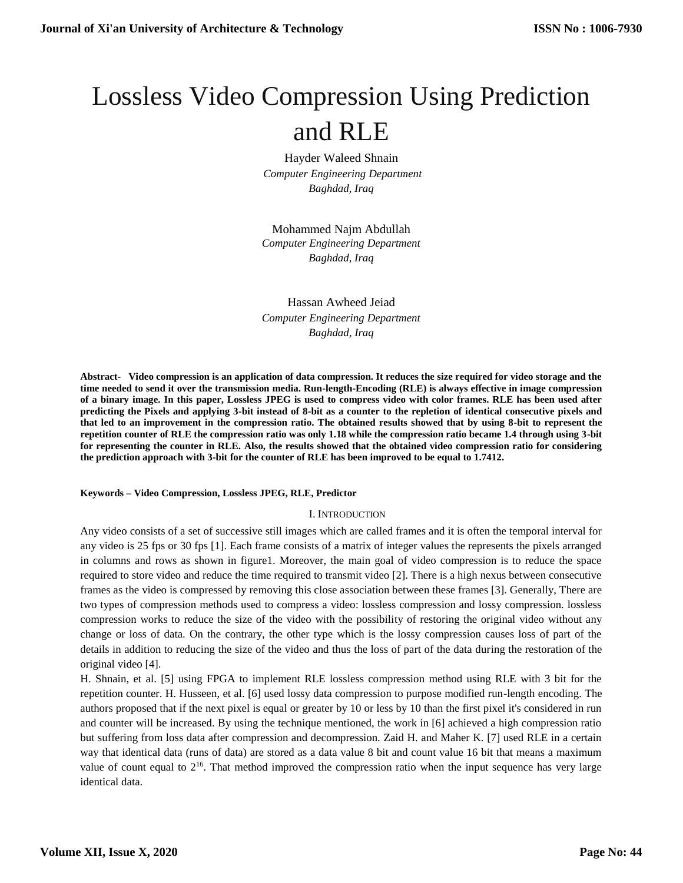# Lossless Video Compression Using Prediction and RLE

Hayder Waleed Shnain
*Computer Engineering Department*
*Baghdad, Iraq*

Mohammed Najm Abdullah
*Computer Engineering Department*
*Baghdad, Iraq*

Hassan Awheed Jeiad
*Computer Engineering Department*
*Baghdad, Iraq*

**Abstract- Video compression is an application of data compression. It reduces the size required for video storage and the time needed to send it over the transmission media. Run-length-Encoding (RLE) is always effective in image compression of a binary image. In this paper, Lossless JPEG is used to compress video with color frames. RLE has been used after predicting the Pixels and applying 3-bit instead of 8-bit as a counter to the repletion of identical consecutive pixels and that led to an improvement in the compression ratio. The obtained results showed that by using 8-bit to represent the repetition counter of RLE the compression ratio was only 1.18 while the compression ratio became 1.4 through using 3-bit for representing the counter in RLE. Also, the results showed that the obtained video compression ratio for considering the prediction approach with 3-bit for the counter of RLE has been improved to be equal to 1.7412.**

**Keywords – Video Compression, Lossless JPEG, RLE, Predictor**

## I. Introduction

Any video consists of a set of successive still images which are called frames and it is often the temporal interval for any video is 25 fps or 30 fps [1]. Each frame consists of a matrix of integer values the represents the pixels arranged in columns and rows as shown in figure1. Moreover, the main goal of video compression is to reduce the space required to store video and reduce the time required to transmit video [2]. There is a high nexus between consecutive frames as the video is compressed by removing this close association between these frames [3]. Generally, There are two types of compression methods used to compress a video: lossless compression and lossy compression. lossless compression works to reduce the size of the video with the possibility of restoring the original video without any change or loss of data. On the contrary, the other type which is the lossy compression causes loss of part of the details in addition to reducing the size of the video and thus the loss of part of the data during the restoration of the original video [4].

H. Shnain, et al. [5] using FPGA to implement RLE lossless compression method using RLE with 3 bit for the repetition counter. H. Husseen, et al. [6] used lossy data compression to purpose modified run-length encoding. The authors proposed that if the next pixel is equal or greater by 10 or less by 10 than the first pixel it's considered in run and counter will be increased. By using the technique mentioned, the work in [6] achieved a high compression ratio but suffering from loss data after compression and decompression. Zaid H. and Maher K. [7] used RLE in a certain way that identical data (runs of data) are stored as a data value 8 bit and count value 16 bit that means a maximum value of count equal to $2^{16}$. That method improved the compression ratio when the input sequence has very large identical data.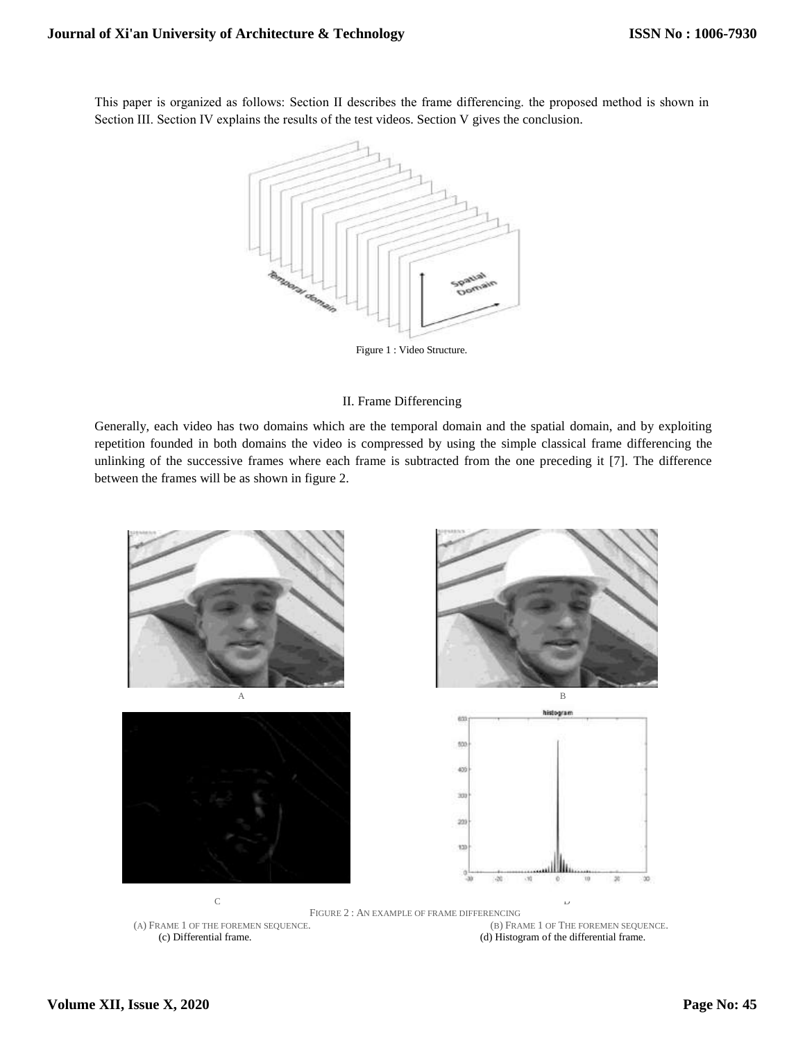This paper is organized as follows: Section II describes the frame differencing. the proposed method is shown in Section III. Section IV explains the results of the test videos. Section V gives the conclusion.

Figure 1 : Video Structure.

## II. Frame Differencing

Generally, each video has two domains which are the temporal domain and the spatial domain, and by exploiting repetition founded in both domains the video is compressed by using the simple classical frame differencing the unlinking of the successive frames where each frame is subtracted from the one preceding it [7]. The difference between the frames will be as shown in figure 2.

FIGURE 2 : AN EXAMPLE OF FRAME DIFFERENCING

(A) FRAME 1 OF THE FOREMEN SEQUENCE. (B) FRAME 1 OF THE FOREMEN SEQUENCE.
(c) Differential frame. (d) Histogram of the differential frame.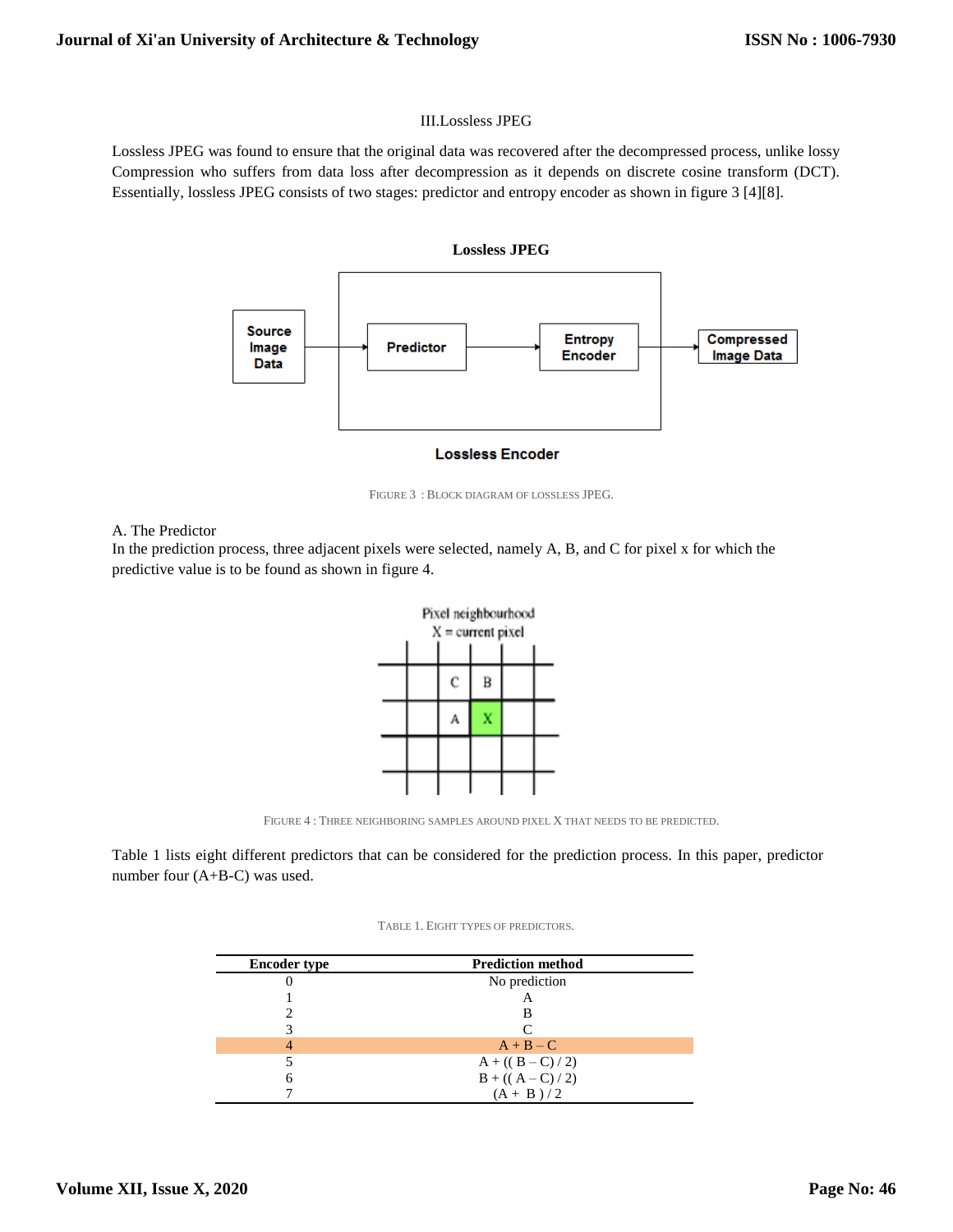## III.Lossless JPEG

Lossless JPEG was found to ensure that the original data was recovered after the decompressed process, unlike lossy Compression who suffers from data loss after decompression as it depends on discrete cosine transform (DCT). Essentially, lossless JPEG consists of two stages: predictor and entropy encoder as shown in figure 3 [4][8].

FIGURE 3 : BLOCK DIAGRAM OF LOSSLESS JPEG.

### A. The Predictor

In the prediction process, three adjacent pixels were selected, namely A, B, and C for pixel x for which the predictive value is to be found as shown in figure 4.

FIGURE 4 : THREE NEIGHBORING SAMPLES AROUND PIXEL X THAT NEEDS TO BE PREDICTED.

Table 1 lists eight different predictors that can be considered for the prediction process. In this paper, predictor number four (A+B-C) was used.

TABLE 1. EIGHT TYPES OF PREDICTORS.

| Encoder type | Prediction method |
|---|---|
| 0 | No prediction |
| 1 | A |
| 2 | B |
| 3 | C |
| 4 | A + B – C |
| 5 | A + (( B – C) / 2) |
| 6 | B + (( A – C) / 2) |
| 7 | (A + B ) / 2 |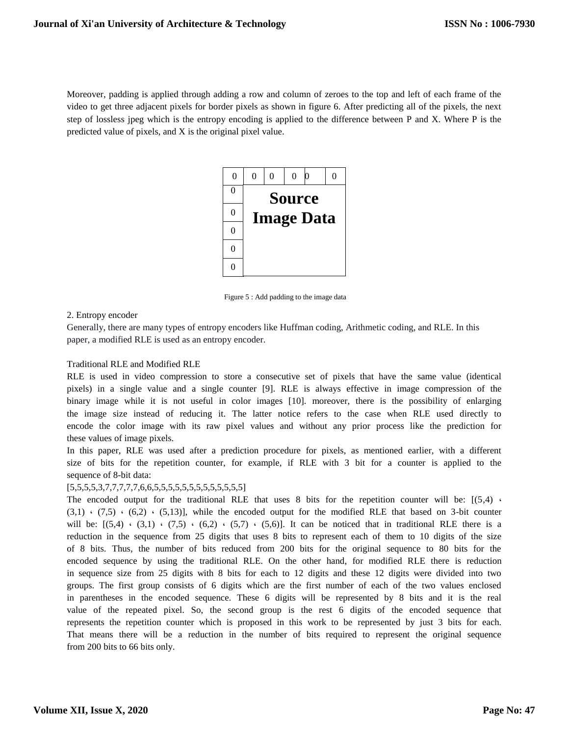Moreover, padding is applied through adding a row and column of zeroes to the top and left of each frame of the video to get three adjacent pixels for border pixels as shown in figure 6. After predicting all of the pixels, the next step of lossless jpeg which is the entropy encoding is applied to the difference between P and X. Where P is the predicted value of pixels, and X is the original pixel value.

| 0 | 0 | 0 | 0 | 0 | 0 |
|---|---|---|---|---|---|
| 0 | **Source Image Data** | | | | |
| 0 | | | | | |
| 0 | | | | | |
| 0 | | | | | |
| 0 | | | | | |

Figure 5 : Add padding to the image data

2. Entropy encoder

Generally, there are many types of entropy encoders like Huffman coding, Arithmetic coding, and RLE. In this paper, a modified RLE is used as an entropy encoder.

Traditional RLE and Modified RLE

RLE is used in video compression to store a consecutive set of pixels that have the same value (identical pixels) in a single value and a single counter [9]. RLE is always effective in image compression of the binary image while it is not useful in color images [10]. moreover, there is the possibility of enlarging the image size instead of reducing it. The latter notice refers to the case when RLE used directly to encode the color image with its raw pixel values and without any prior process like the prediction for these values of image pixels.

In this paper, RLE was used after a prediction procedure for pixels, as mentioned earlier, with a different size of bits for the repetition counter, for example, if RLE with 3 bit for a counter is applied to the sequence of 8-bit data:

[5,5,5,5,3,7,7,7,7,7,6,6,5,5,5,5,5,5,5,5,5,5,5,5,5]

The encoded output for the traditional RLE that uses 8 bits for the repetition counter will be: [(5,4) ، (3,1) ، (7,5) ، (6,2) ، (5,13)], while the encoded output for the modified RLE that based on 3-bit counter will be: [(5,4) ، (3,1) ، (7,5) ، (6,2) ، (5,7) ، (5,6)]. It can be noticed that in traditional RLE there is a reduction in the sequence from 25 digits that uses 8 bits to represent each of them to 10 digits of the size of 8 bits. Thus, the number of bits reduced from 200 bits for the original sequence to 80 bits for the encoded sequence by using the traditional RLE. On the other hand, for modified RLE there is reduction in sequence size from 25 digits with 8 bits for each to 12 digits and these 12 digits were divided into two groups. The first group consists of 6 digits which are the first number of each of the two values enclosed in parentheses in the encoded sequence. These 6 digits will be represented by 8 bits and it is the real value of the repeated pixel. So, the second group is the rest 6 digits of the encoded sequence that represents the repetition counter which is proposed in this work to be represented by just 3 bits for each. That means there will be a reduction in the number of bits required to represent the original sequence from 200 bits to 66 bits only.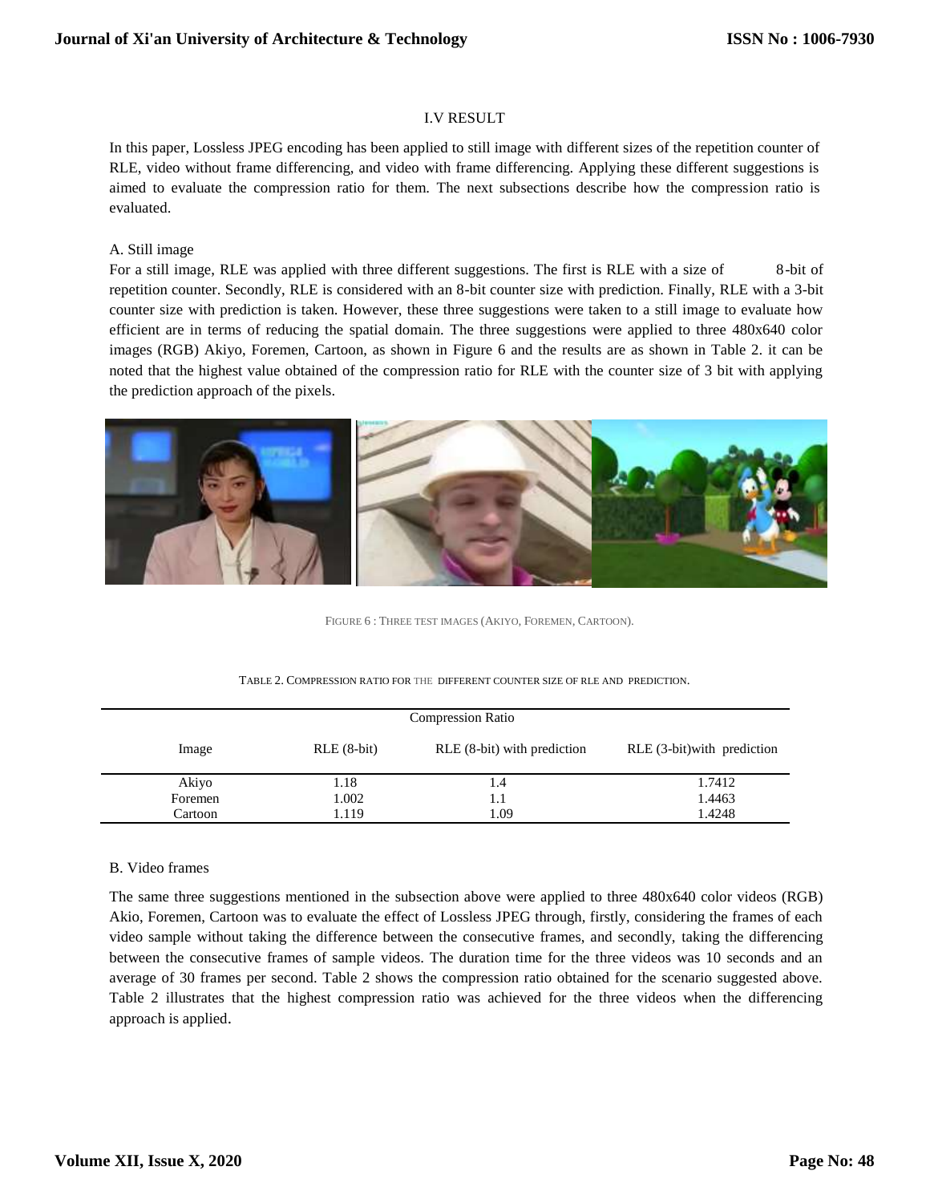### I.V RESULT

In this paper, Lossless JPEG encoding has been applied to still image with different sizes of the repetition counter of RLE, video without frame differencing, and video with frame differencing. Applying these different suggestions is aimed to evaluate the compression ratio for them. The next subsections describe how the compression ratio is evaluated.

#### A. Still image

For a still image, RLE was applied with three different suggestions. The first is RLE with a size of 8-bit of repetition counter. Secondly, RLE is considered with an 8-bit counter size with prediction. Finally, RLE with a 3-bit counter size with prediction is taken. However, these three suggestions were taken to a still image to evaluate how efficient are in terms of reducing the spatial domain. The three suggestions were applied to three 480x640 color images (RGB) Akiyo, Foremen, Cartoon, as shown in Figure 6 and the results are as shown in Table 2. it can be noted that the highest value obtained of the compression ratio for RLE with the counter size of 3 bit with applying the prediction approach of the pixels.

FIGURE 6 : THREE TEST IMAGES (AKIYO, FOREMEN, CARTOON).

TABLE 2. COMPRESSION RATIO FOR THE DIFFERENT COUNTER SIZE OF RLE AND PREDICTION.

| | Compression Ratio | | |
|---|---|---|---|
| Image | RLE (8-bit) | RLE (8-bit) with prediction | RLE (3-bit)with prediction |
| Akiyo | 1.18 | 1.4 | 1.7412 |
| Foremen | 1.002 | 1.1 | 1.4463 |
| Cartoon | 1.119 | 1.09 | 1.4248 |

#### B. Video frames

The same three suggestions mentioned in the subsection above were applied to three 480x640 color videos (RGB) Akio, Foremen, Cartoon was to evaluate the effect of Lossless JPEG through, firstly, considering the frames of each video sample without taking the difference between the consecutive frames, and secondly, taking the differencing between the consecutive frames of sample videos. The duration time for the three videos was 10 seconds and an average of 30 frames per second. Table 2 shows the compression ratio obtained for the scenario suggested above. Table 2 illustrates that the highest compression ratio was achieved for the three videos when the differencing approach is applied.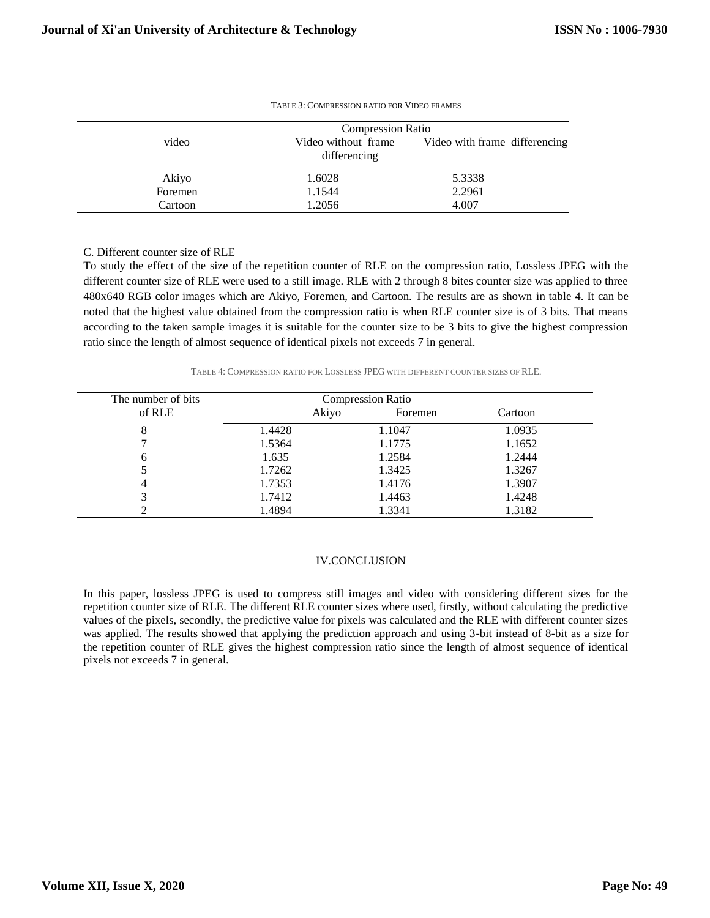TABLE 3: COMPRESSION RATIO FOR VIDEO FRAMES

| video | Compression Ratio | |
|---|---|---|
| | Video without frame differencing | Video with frame differencing |
| Akiyo | 1.6028 | 5.3338 |
| Foremen | 1.1544 | 2.2961 |
| Cartoon | 1.2056 | 4.007 |

C. Different counter size of RLE

To study the effect of the size of the repetition counter of RLE on the compression ratio, Lossless JPEG with the different counter size of RLE were used to a still image. RLE with 2 through 8 bites counter size was applied to three 480x640 RGB color images which are Akiyo, Foremen, and Cartoon. The results are as shown in table 4. It can be noted that the highest value obtained from the compression ratio is when RLE counter size is of 3 bits. That means according to the taken sample images it is suitable for the counter size to be 3 bits to give the highest compression ratio since the length of almost sequence of identical pixels not exceeds 7 in general.

TABLE 4: COMPRESSION RATIO FOR LOSSLESS JPEG WITH DIFFERENT COUNTER SIZES OF RLE.

| The number of bits of RLE | Compression Ratio | | |
|---|---|---|---|
| | Akiyo | Foremen | Cartoon |
| 8 | 1.4428 | 1.1047 | 1.0935 |
| 7 | 1.5364 | 1.1775 | 1.1652 |
| 6 | 1.635 | 1.2584 | 1.2444 |
| 5 | 1.7262 | 1.3425 | 1.3267 |
| 4 | 1.7353 | 1.4176 | 1.3907 |
| 3 | 1.7412 | 1.4463 | 1.4248 |
| 2 | 1.4894 | 1.3341 | 1.3182 |

## IV.CONCLUSION

In this paper, lossless JPEG is used to compress still images and video with considering different sizes for the repetition counter size of RLE. The different RLE counter sizes where used, firstly, without calculating the predictive values of the pixels, secondly, the predictive value for pixels was calculated and the RLE with different counter sizes was applied. The results showed that applying the prediction approach and using 3-bit instead of 8-bit as a size for the repetition counter of RLE gives the highest compression ratio since the length of almost sequence of identical pixels not exceeds 7 in general.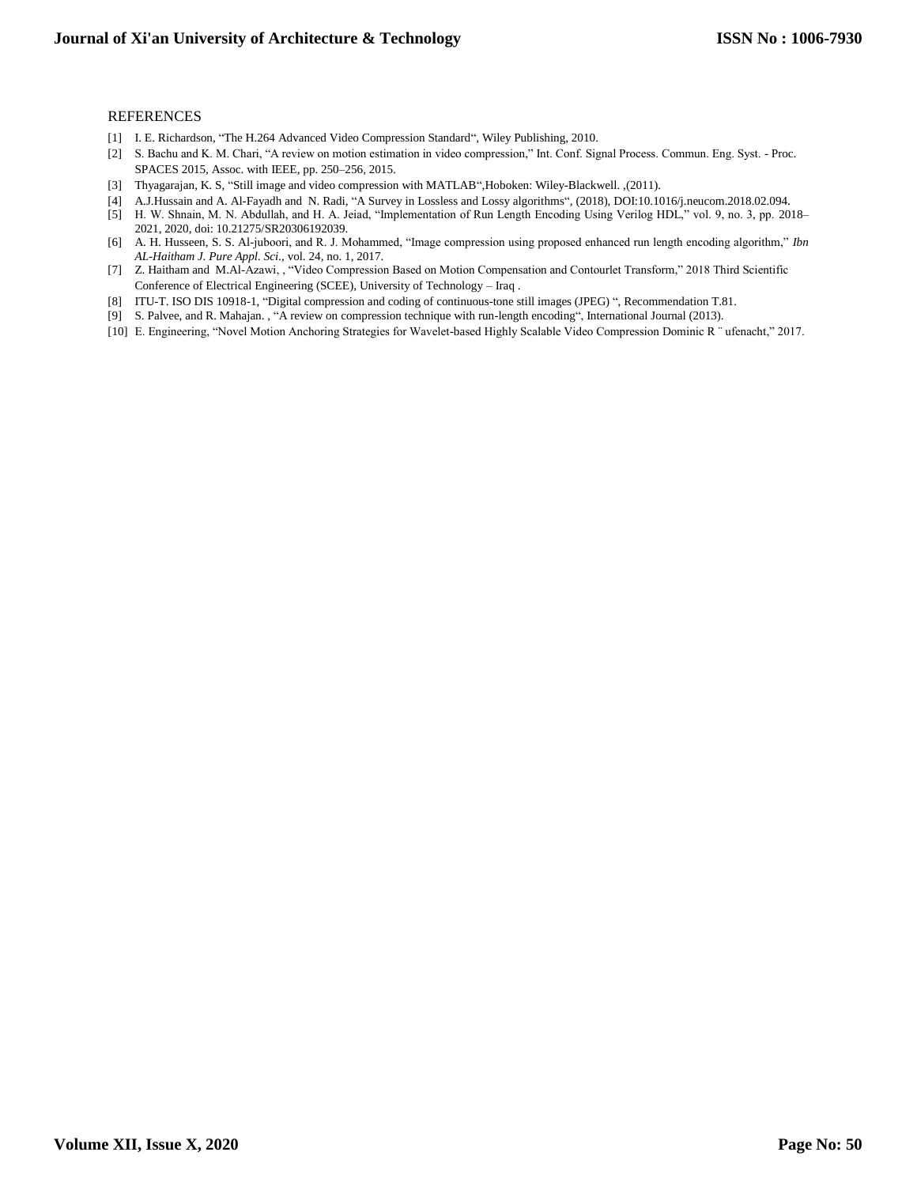## REFERENCES

[1] I. E. Richardson, "The H.264 Advanced Video Compression Standard", Wiley Publishing, 2010.

[2] S. Bachu and K. M. Chari, "A review on motion estimation in video compression," Int. Conf. Signal Process. Commun. Eng. Syst. - Proc. SPACES 2015, Assoc. with IEEE, pp. 250–256, 2015.

[3] Thyagarajan, K. S, "Still image and video compression with MATLAB",Hoboken: Wiley-Blackwell. ,(2011).

[4] A.J.Hussain and A. Al-Fayadh and N. Radi, "A Survey in Lossless and Lossy algorithms", (2018), DOI:10.1016/j.neucom.2018.02.094.

[5] H. W. Shnain, M. N. Abdullah, and H. A. Jeiad, "Implementation of Run Length Encoding Using Verilog HDL," vol. 9, no. 3, pp. 2018–2021, 2020, doi: 10.21275/SR20306192039.

[6] A. H. Husseen, S. S. Al-juboori, and R. J. Mohammed, "Image compression using proposed enhanced run length encoding algorithm," *Ibn AL-Haitham J. Pure Appl. Sci.*, vol. 24, no. 1, 2017.

[7] Z. Haitham and M.Al-Azawi, , "Video Compression Based on Motion Compensation and Contourlet Transform," 2018 Third Scientific Conference of Electrical Engineering (SCEE), University of Technology – Iraq .

[8] ITU-T. ISO DIS 10918-1, "Digital compression and coding of continuous-tone still images (JPEG) ", Recommendation T.81.

[9] S. Palvee, and R. Mahajan. , "A review on compression technique with run-length encoding", International Journal (2013).

[10] E. Engineering, "Novel Motion Anchoring Strategies for Wavelet-based Highly Scalable Video Compression Dominic R ¨ ufenacht," 2017.